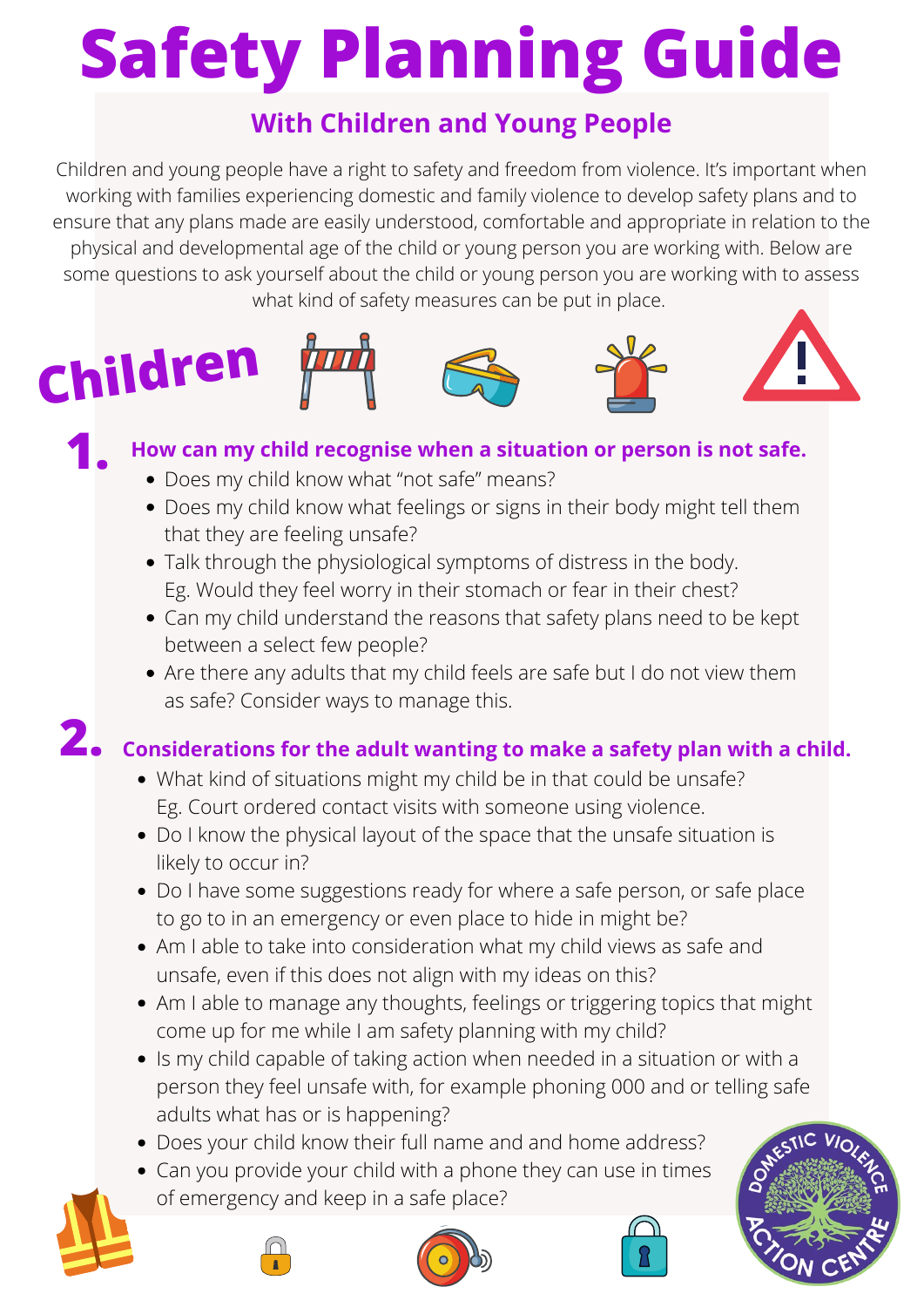# Safety Planning Guide

## With Children and Young People

Children and young people have a right to safety and freedom from violence. It's important when working with families experiencing domestic and family violence to develop safety plans and to ensure that any plans made are easily understood, comfortable and appropriate in relation to the physical and developmental age of the child or young person you are working with. Below are some questions to ask yourself about the child or young person you are working with to assess what kind of safety measures can be put in place.

## Children

### 1. How can my child recognise when a situation or person is not safe.

- Does my child know what "not safe" means?
- Does my child know what feelings or signs in their body might tell them that they are feeling unsafe?
- Talk through the physiological symptoms of distress in the body. Eg. Would they feel worry in their stomach or fear in their chest?
- Can my child understand the reasons that safety plans need to be kept between a select few people?
- Are there any adults that my child feels are safe but I do not view them as safe? Consider ways to manage this.

### 2. Considerations for the adult wanting to make a safety plan with a child.

- What kind of situations might my child be in that could be unsafe? Eg. Court ordered contact visits with someone using violence.
- Do I know the physical layout of the space that the unsafe situation is likely to occur in?
- Do I have some suggestions ready for where a safe person, or safe place to go to in an emergency or even place to hide in might be?
- Am I able to take into consideration what my child views as safe and unsafe, even if this does not align with my ideas on this?
- Am I able to manage any thoughts, feelings or triggering topics that might come up for me while I am safety planning with my child?
- Is my child capable of taking action when needed in a situation or with a person they feel unsafe with, for example phoning 000 and or telling safe adults what has or is happening?
- Does your child know their full name and and home address?
- Can you provide your child with a phone they can use in times of emergency and keep in a safe place?

Domestic Violence Action Centre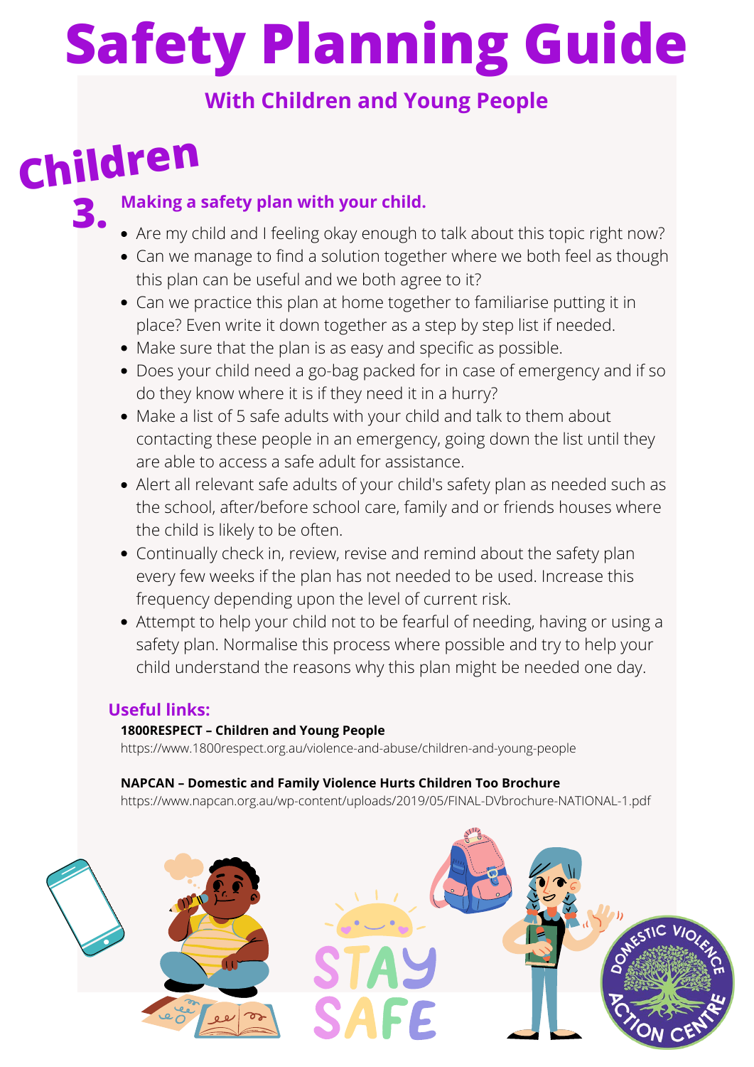# Safety Planning Guide

## With Children and Young People

## Children

### 3. Making a safety plan with your child.

- Are my child and I feeling okay enough to talk about this topic right now?
- Can we manage to find a solution together where we both feel as though this plan can be useful and we both agree to it?
- Can we practice this plan at home together to familiarise putting it in place? Even write it down together as a step by step list if needed.
- Make sure that the plan is as easy and specific as possible.
- Does your child need a go-bag packed for in case of emergency and if so do they know where it is if they need it in a hurry?
- Make a list of 5 safe adults with your child and talk to them about contacting these people in an emergency, going down the list until they are able to access a safe adult for assistance.
- Alert all relevant safe adults of your child's safety plan as needed such as the school, after/before school care, family and or friends houses where the child is likely to be often.
- Continually check in, review, revise and remind about the safety plan every few weeks if the plan has not needed to be used. Increase this frequency depending upon the level of current risk.
- Attempt to help your child not to be fearful of needing, having or using a safety plan. Normalise this process where possible and try to help your child understand the reasons why this plan might be needed one day.

### Useful links:

**1800RESPECT – Children and Young People**
https://www.1800respect.org.au/violence-and-abuse/children-and-young-people

**NAPCAN – Domestic and Family Violence Hurts Children Too Brochure**
https://www.napcan.org.au/wp-content/uploads/2019/05/FINAL-DVbrochure-NATIONAL-1.pdf

STAY SAFE

DOMESTIC VIOLENCE ACTION CENTRE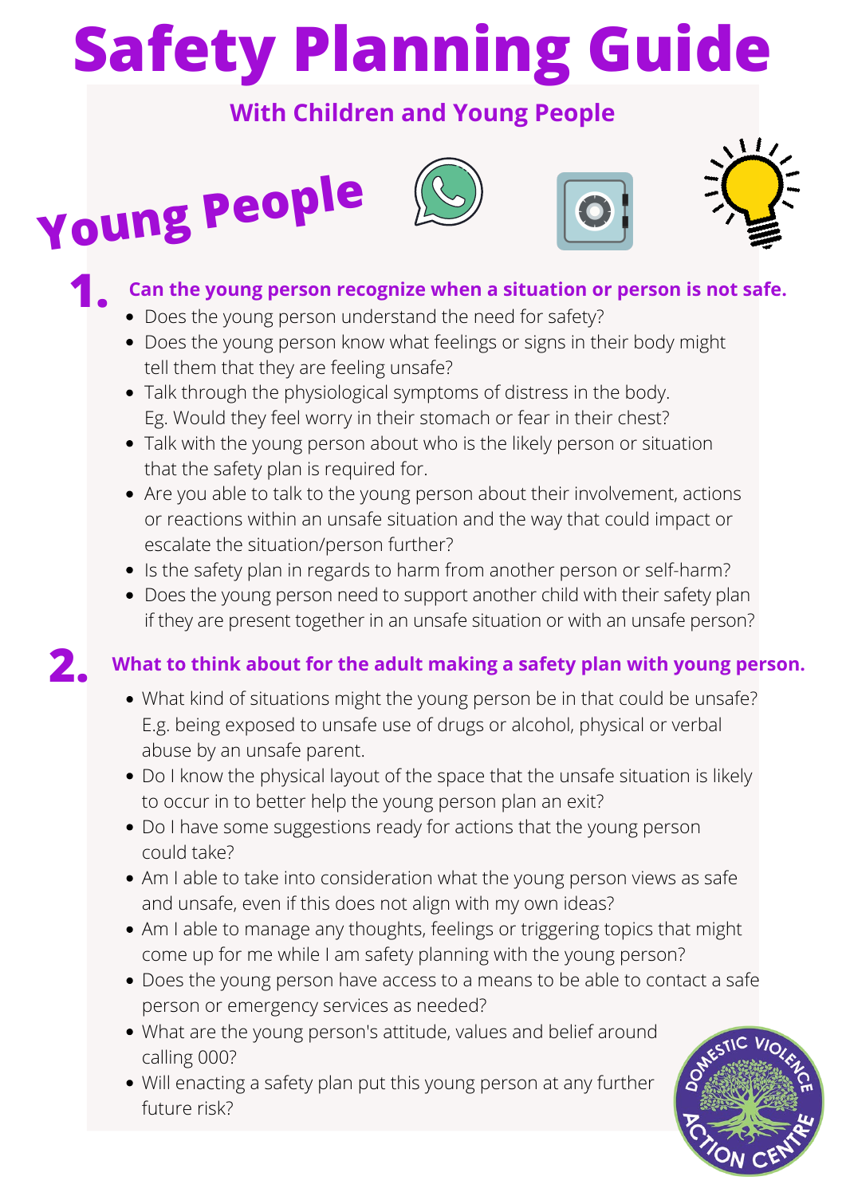# Safety Planning Guide

## With Children and Young People

## Young People

### 1. Can the young person recognize when a situation or person is not safe.

- Does the young person understand the need for safety?
- Does the young person know what feelings or signs in their body might tell them that they are feeling unsafe?
- Talk through the physiological symptoms of distress in the body. Eg. Would they feel worry in their stomach or fear in their chest?
- Talk with the young person about who is the likely person or situation that the safety plan is required for.
- Are you able to talk to the young person about their involvement, actions or reactions within an unsafe situation and the way that could impact or escalate the situation/person further?
- Is the safety plan in regards to harm from another person or self-harm?
- Does the young person need to support another child with their safety plan if they are present together in an unsafe situation or with an unsafe person?

### 2. What to think about for the adult making a safety plan with young person.

- What kind of situations might the young person be in that could be unsafe? E.g. being exposed to unsafe use of drugs or alcohol, physical or verbal abuse by an unsafe parent.
- Do I know the physical layout of the space that the unsafe situation is likely to occur in to better help the young person plan an exit?
- Do I have some suggestions ready for actions that the young person could take?
- Am I able to take into consideration what the young person views as safe and unsafe, even if this does not align with my own ideas?
- Am I able to manage any thoughts, feelings or triggering topics that might come up for me while I am safety planning with the young person?
- Does the young person have access to a means to be able to contact a safe person or emergency services as needed?
- What are the young person's attitude, values and belief around calling 000?
- Will enacting a safety plan put this young person at any further future risk?

Domestic Violence Action Centre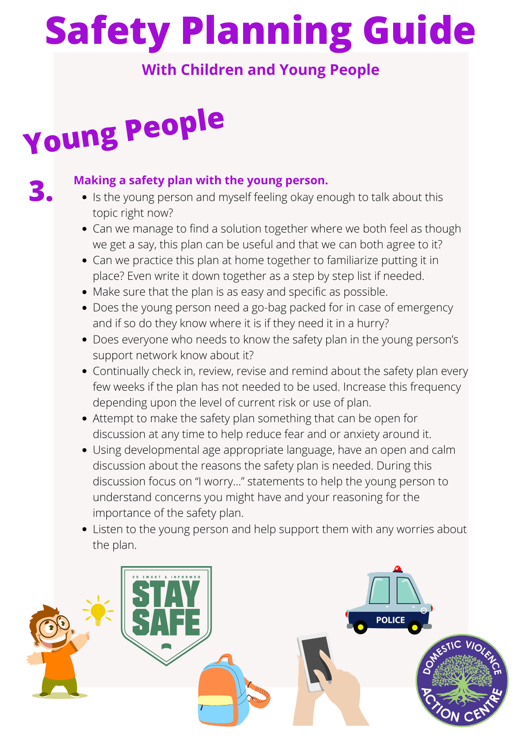# Safety Planning Guide

## With Children and Young People

# Young People

## 3. Making a safety plan with the young person.

- Is the young person and myself feeling okay enough to talk about this topic right now?
- Can we manage to find a solution together where we both feel as though we get a say, this plan can be useful and that we can both agree to it?
- Can we practice this plan at home together to familiarize putting it in place? Even write it down together as a step by step list if needed.
- Make sure that the plan is as easy and specific as possible.
- Does the young person need a go-bag packed for in case of emergency and if so do they know where it is if they need it in a hurry?
- Does everyone who needs to know the safety plan in the young person's support network know about it?
- Continually check in, review, revise and remind about the safety plan every few weeks if the plan has not needed to be used. Increase this frequency depending upon the level of current risk or use of plan.
- Attempt to make the safety plan something that can be open for discussion at any time to help reduce fear and or anxiety around it.
- Using developmental age appropriate language, have an open and calm discussion about the reasons the safety plan is needed. During this discussion focus on "I worry..." statements to help the young person to understand concerns you might have and your reasoning for the importance of the safety plan.
- Listen to the young person and help support them with any worries about the plan.

BE SMART & INFORMED
STAY SAFE

POLICE

DOMESTIC VIOLENCE ACTION CENTRE